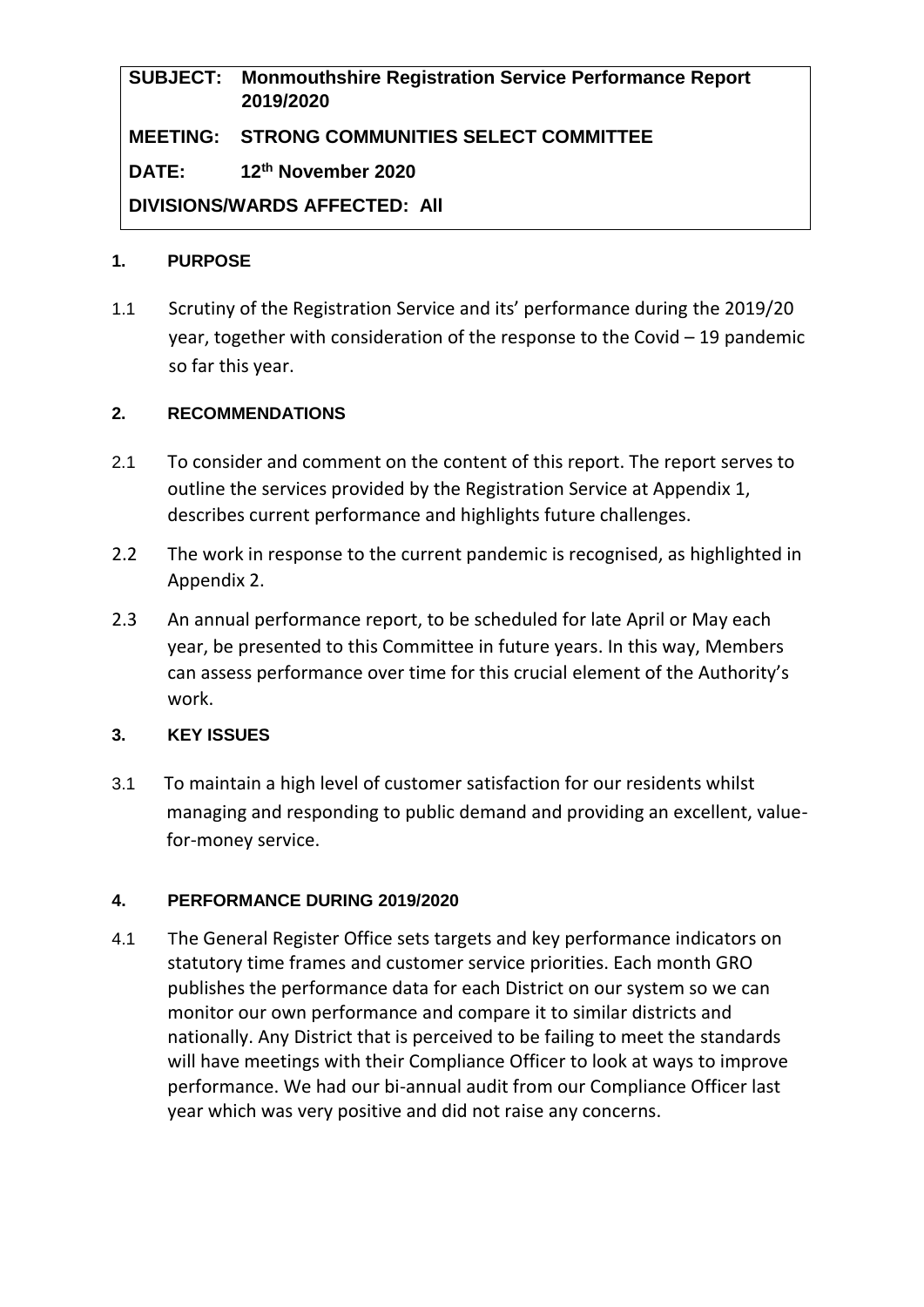**SUBJECT: Monmouthshire Registration Service Performance Report 2019/2020**

**MEETING: STRONG COMMUNITIES SELECT COMMITTEE**

**DATE: 12th November 2020**

**DIVISIONS/WARDS AFFECTED: All**

## 1. PURPOSE

1.1 Scrutiny of the Registration Service and its' performance during the 2019/20 year, together with consideration of the response to the Covid – 19 pandemic so far this year.

## 2. RECOMMENDATIONS

2.1 To consider and comment on the content of this report. The report serves to outline the services provided by the Registration Service at Appendix 1, describes current performance and highlights future challenges.

2.2 The work in response to the current pandemic is recognised, as highlighted in Appendix 2.

2.3 An annual performance report, to be scheduled for late April or May each year, be presented to this Committee in future years. In this way, Members can assess performance over time for this crucial element of the Authority's work.

## 3. KEY ISSUES

3.1 To maintain a high level of customer satisfaction for our residents whilst managing and responding to public demand and providing an excellent, value-for-money service.

## 4. PERFORMANCE DURING 2019/2020

4.1 The General Register Office sets targets and key performance indicators on statutory time frames and customer service priorities. Each month GRO publishes the performance data for each District on our system so we can monitor our own performance and compare it to similar districts and nationally. Any District that is perceived to be failing to meet the standards will have meetings with their Compliance Officer to look at ways to improve performance. We had our bi-annual audit from our Compliance Officer last year which was very positive and did not raise any concerns.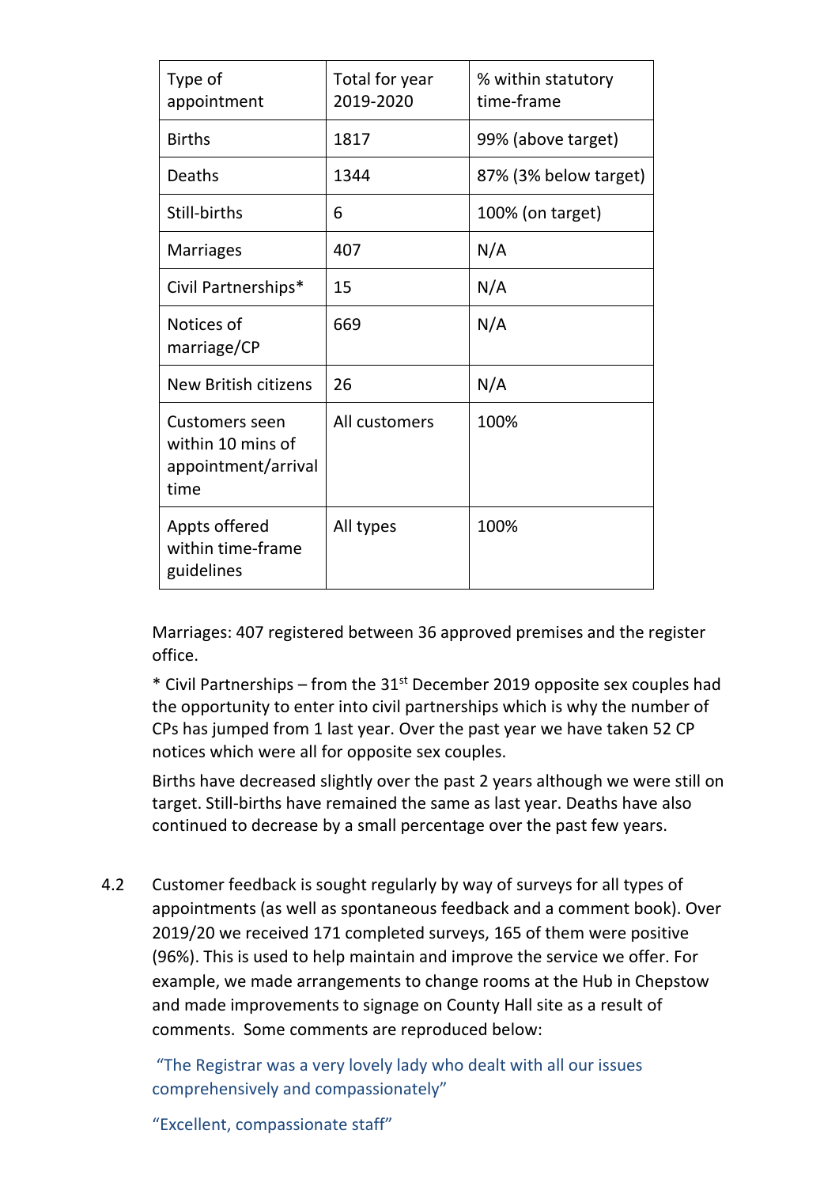| Type of appointment | Total for year 2019-2020 | % within statutory time-frame |
| --- | --- | --- |
| Births | 1817 | 99% (above target) |
| Deaths | 1344 | 87% (3% below target) |
| Still-births | 6 | 100% (on target) |
| Marriages | 407 | N/A |
| Civil Partnerships* | 15 | N/A |
| Notices of marriage/CP | 669 | N/A |
| New British citizens | 26 | N/A |
| Customers seen within 10 mins of appointment/arrival time | All customers | 100% |
| Appts offered within time-frame guidelines | All types | 100% |

Marriages: 407 registered between 36 approved premises and the register office.

* Civil Partnerships – from the 31st December 2019 opposite sex couples had the opportunity to enter into civil partnerships which is why the number of CPs has jumped from 1 last year. Over the past year we have taken 52 CP notices which were all for opposite sex couples.

Births have decreased slightly over the past 2 years although we were still on target. Still-births have remained the same as last year. Deaths have also continued to decrease by a small percentage over the past few years.

4.2 Customer feedback is sought regularly by way of surveys for all types of appointments (as well as spontaneous feedback and a comment book). Over 2019/20 we received 171 completed surveys, 165 of them were positive (96%). This is used to help maintain and improve the service we offer. For example, we made arrangements to change rooms at the Hub in Chepstow and made improvements to signage on County Hall site as a result of comments. Some comments are reproduced below:

"The Registrar was a very lovely lady who dealt with all our issues comprehensively and compassionately"

"Excellent, compassionate staff"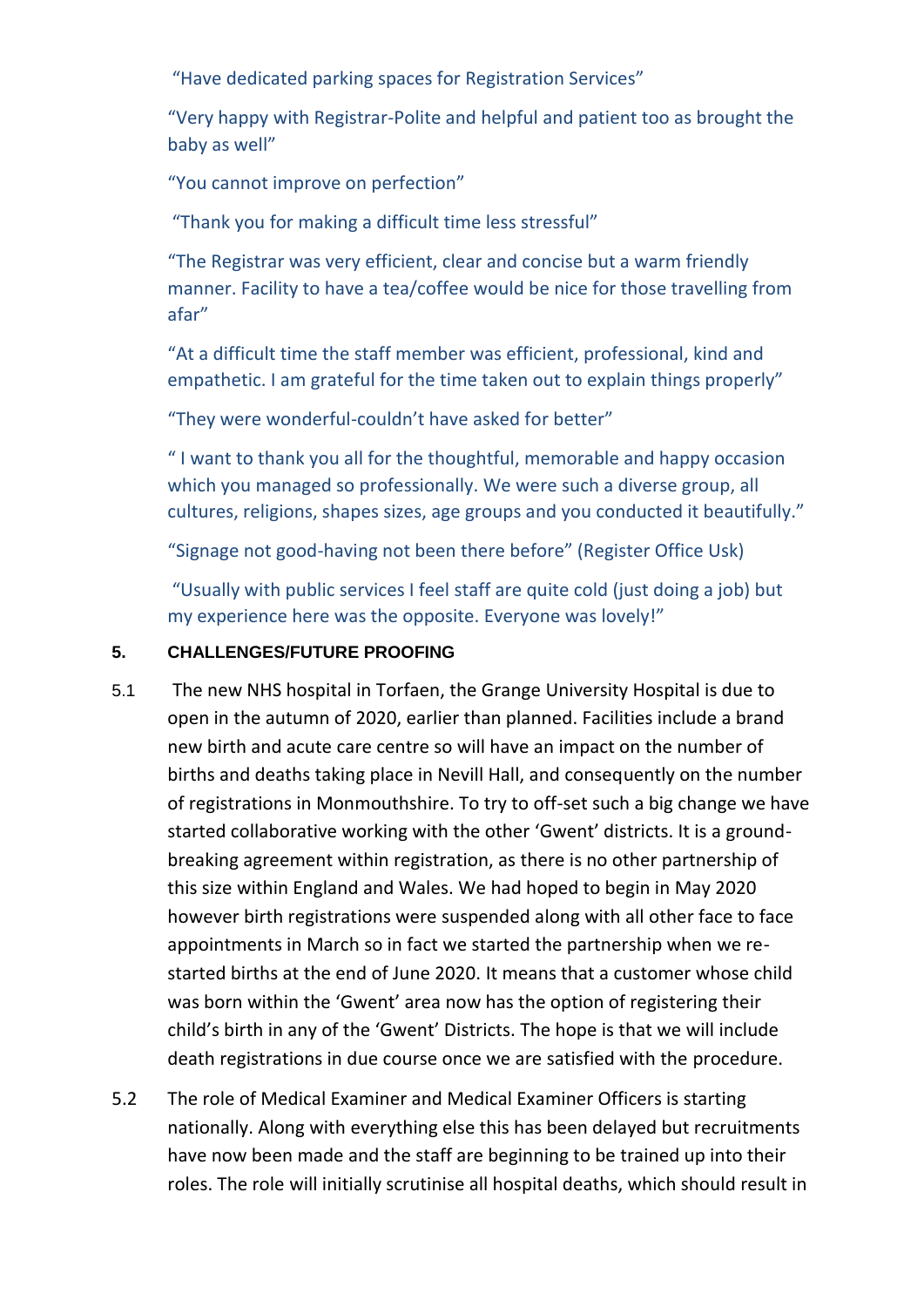"Have dedicated parking spaces for Registration Services"

"Very happy with Registrar-Polite and helpful and patient too as brought the baby as well"

"You cannot improve on perfection"

"Thank you for making a difficult time less stressful"

"The Registrar was very efficient, clear and concise but a warm friendly manner. Facility to have a tea/coffee would be nice for those travelling from afar"

"At a difficult time the staff member was efficient, professional, kind and empathetic. I am grateful for the time taken out to explain things properly"

"They were wonderful-couldn't have asked for better"

" I want to thank you all for the thoughtful, memorable and happy occasion which you managed so professionally. We were such a diverse group, all cultures, religions, shapes sizes, age groups and you conducted it beautifully."

"Signage not good-having not been there before" (Register Office Usk)

"Usually with public services I feel staff are quite cold (just doing a job) but my experience here was the opposite. Everyone was lovely!"

## 5. CHALLENGES/FUTURE PROOFING

5.1 The new NHS hospital in Torfaen, the Grange University Hospital is due to open in the autumn of 2020, earlier than planned. Facilities include a brand new birth and acute care centre so will have an impact on the number of births and deaths taking place in Nevill Hall, and consequently on the number of registrations in Monmouthshire. To try to off-set such a big change we have started collaborative working with the other 'Gwent' districts. It is a ground-breaking agreement within registration, as there is no other partnership of this size within England and Wales. We had hoped to begin in May 2020 however birth registrations were suspended along with all other face to face appointments in March so in fact we started the partnership when we re-started births at the end of June 2020. It means that a customer whose child was born within the 'Gwent' area now has the option of registering their child's birth in any of the 'Gwent' Districts. The hope is that we will include death registrations in due course once we are satisfied with the procedure.

5.2 The role of Medical Examiner and Medical Examiner Officers is starting nationally. Along with everything else this has been delayed but recruitments have now been made and the staff are beginning to be trained up into their roles. The role will initially scrutinise all hospital deaths, which should result in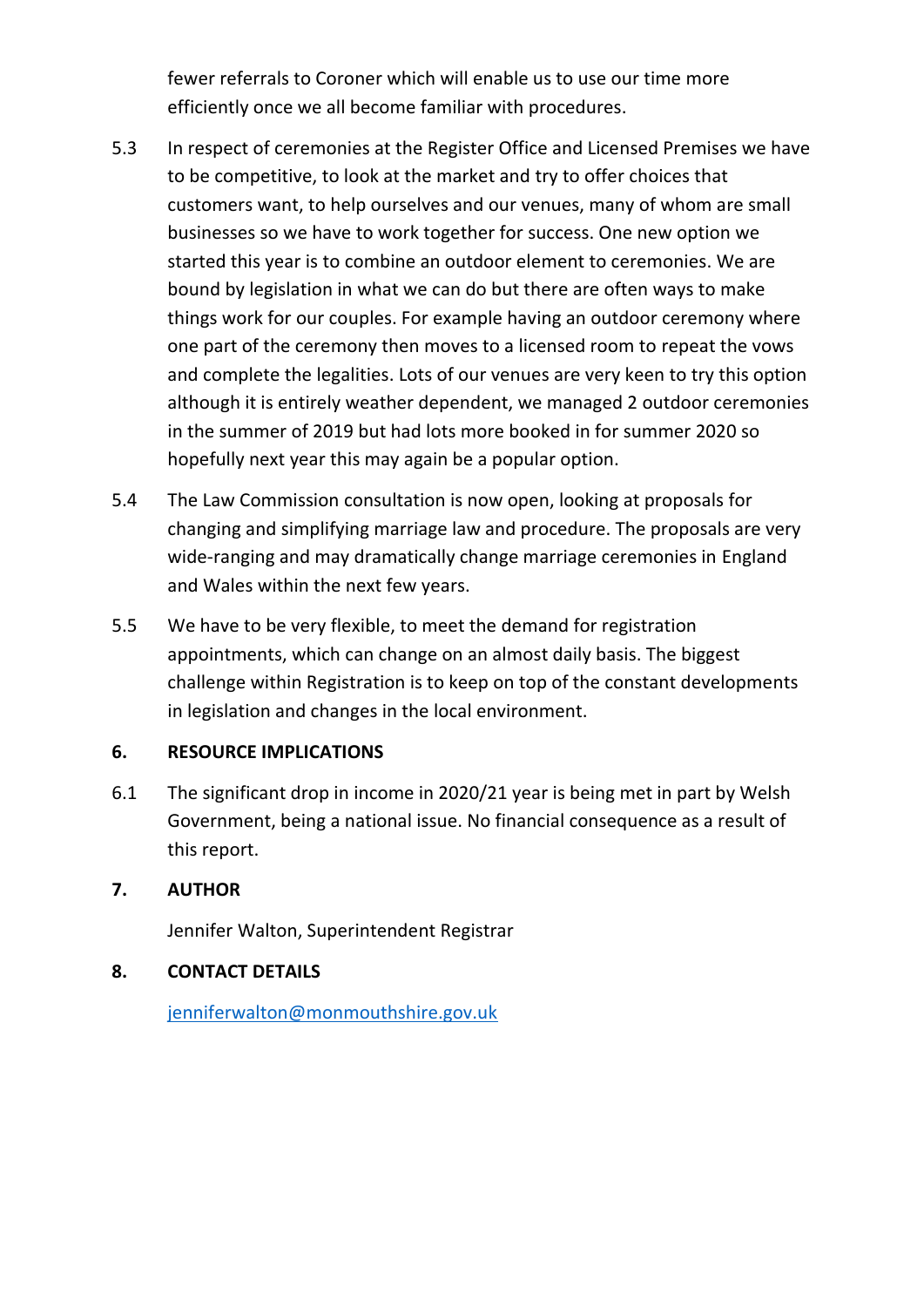fewer referrals to Coroner which will enable us to use our time more efficiently once we all become familiar with procedures.

5.3 In respect of ceremonies at the Register Office and Licensed Premises we have to be competitive, to look at the market and try to offer choices that customers want, to help ourselves and our venues, many of whom are small businesses so we have to work together for success. One new option we started this year is to combine an outdoor element to ceremonies. We are bound by legislation in what we can do but there are often ways to make things work for our couples. For example having an outdoor ceremony where one part of the ceremony then moves to a licensed room to repeat the vows and complete the legalities. Lots of our venues are very keen to try this option although it is entirely weather dependent, we managed 2 outdoor ceremonies in the summer of 2019 but had lots more booked in for summer 2020 so hopefully next year this may again be a popular option.

5.4 The Law Commission consultation is now open, looking at proposals for changing and simplifying marriage law and procedure. The proposals are very wide-ranging and may dramatically change marriage ceremonies in England and Wales within the next few years.

5.5 We have to be very flexible, to meet the demand for registration appointments, which can change on an almost daily basis. The biggest challenge within Registration is to keep on top of the constant developments in legislation and changes in the local environment.

## 6. RESOURCE IMPLICATIONS

6.1 The significant drop in income in 2020/21 year is being met in part by Welsh Government, being a national issue. No financial consequence as a result of this report.

## 7. AUTHOR

Jennifer Walton, Superintendent Registrar

## 8. CONTACT DETAILS

[jenniferwalton@monmouthshire.gov.uk](mailto:jenniferwalton@monmouthshire.gov.uk)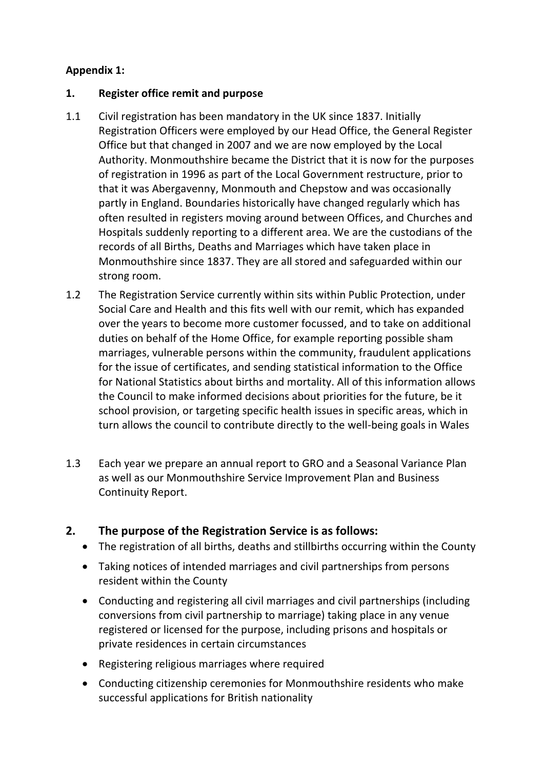**Appendix 1:**

## 1. Register office remit and purpose

1.1 Civil registration has been mandatory in the UK since 1837. Initially Registration Officers were employed by our Head Office, the General Register Office but that changed in 2007 and we are now employed by the Local Authority. Monmouthshire became the District that it is now for the purposes of registration in 1996 as part of the Local Government restructure, prior to that it was Abergavenny, Monmouth and Chepstow and was occasionally partly in England. Boundaries historically have changed regularly which has often resulted in registers moving around between Offices, and Churches and Hospitals suddenly reporting to a different area. We are the custodians of the records of all Births, Deaths and Marriages which have taken place in Monmouthshire since 1837. They are all stored and safeguarded within our strong room.

1.2 The Registration Service currently within sits within Public Protection, under Social Care and Health and this fits well with our remit, which has expanded over the years to become more customer focussed, and to take on additional duties on behalf of the Home Office, for example reporting possible sham marriages, vulnerable persons within the community, fraudulent applications for the issue of certificates, and sending statistical information to the Office for National Statistics about births and mortality. All of this information allows the Council to make informed decisions about priorities for the future, be it school provision, or targeting specific health issues in specific areas, which in turn allows the council to contribute directly to the well-being goals in Wales

1.3 Each year we prepare an annual report to GRO and a Seasonal Variance Plan as well as our Monmouthshire Service Improvement Plan and Business Continuity Report.

## 2. The purpose of the Registration Service is as follows:

- The registration of all births, deaths and stillbirths occurring within the County
- Taking notices of intended marriages and civil partnerships from persons resident within the County
- Conducting and registering all civil marriages and civil partnerships (including conversions from civil partnership to marriage) taking place in any venue registered or licensed for the purpose, including prisons and hospitals or private residences in certain circumstances
- Registering religious marriages where required
- Conducting citizenship ceremonies for Monmouthshire residents who make successful applications for British nationality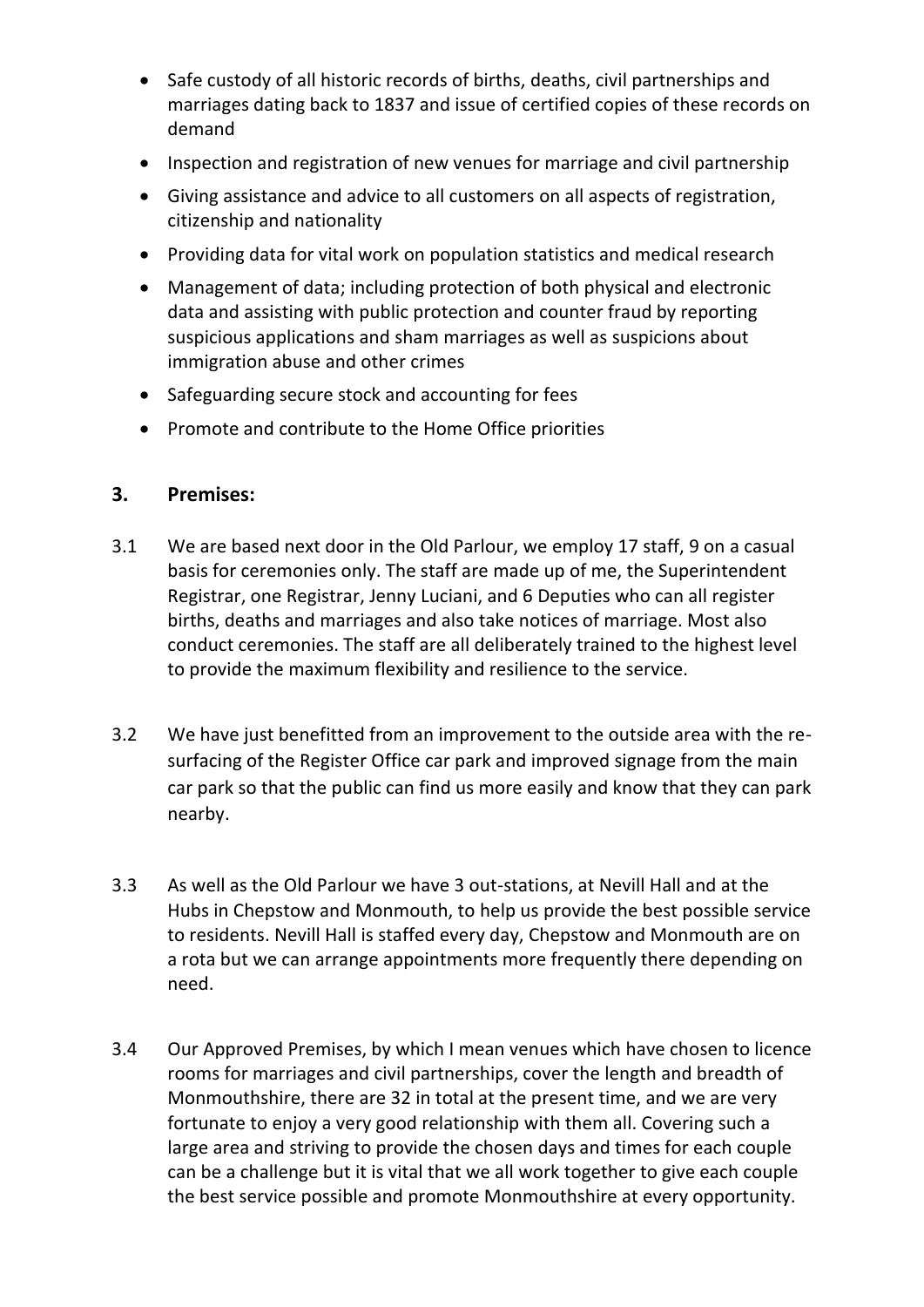- Safe custody of all historic records of births, deaths, civil partnerships and marriages dating back to 1837 and issue of certified copies of these records on demand
- Inspection and registration of new venues for marriage and civil partnership
- Giving assistance and advice to all customers on all aspects of registration, citizenship and nationality
- Providing data for vital work on population statistics and medical research
- Management of data; including protection of both physical and electronic data and assisting with public protection and counter fraud by reporting suspicious applications and sham marriages as well as suspicions about immigration abuse and other crimes
- Safeguarding secure stock and accounting for fees
- Promote and contribute to the Home Office priorities

## 3. Premises:

3.1 We are based next door in the Old Parlour, we employ 17 staff, 9 on a casual basis for ceremonies only. The staff are made up of me, the Superintendent Registrar, one Registrar, Jenny Luciani, and 6 Deputies who can all register births, deaths and marriages and also take notices of marriage. Most also conduct ceremonies. The staff are all deliberately trained to the highest level to provide the maximum flexibility and resilience to the service.

3.2 We have just benefitted from an improvement to the outside area with the re-surfacing of the Register Office car park and improved signage from the main car park so that the public can find us more easily and know that they can park nearby.

3.3 As well as the Old Parlour we have 3 out-stations, at Nevill Hall and at the Hubs in Chepstow and Monmouth, to help us provide the best possible service to residents. Nevill Hall is staffed every day, Chepstow and Monmouth are on a rota but we can arrange appointments more frequently there depending on need.

3.4 Our Approved Premises, by which I mean venues which have chosen to licence rooms for marriages and civil partnerships, cover the length and breadth of Monmouthshire, there are 32 in total at the present time, and we are very fortunate to enjoy a very good relationship with them all. Covering such a large area and striving to provide the chosen days and times for each couple can be a challenge but it is vital that we all work together to give each couple the best service possible and promote Monmouthshire at every opportunity.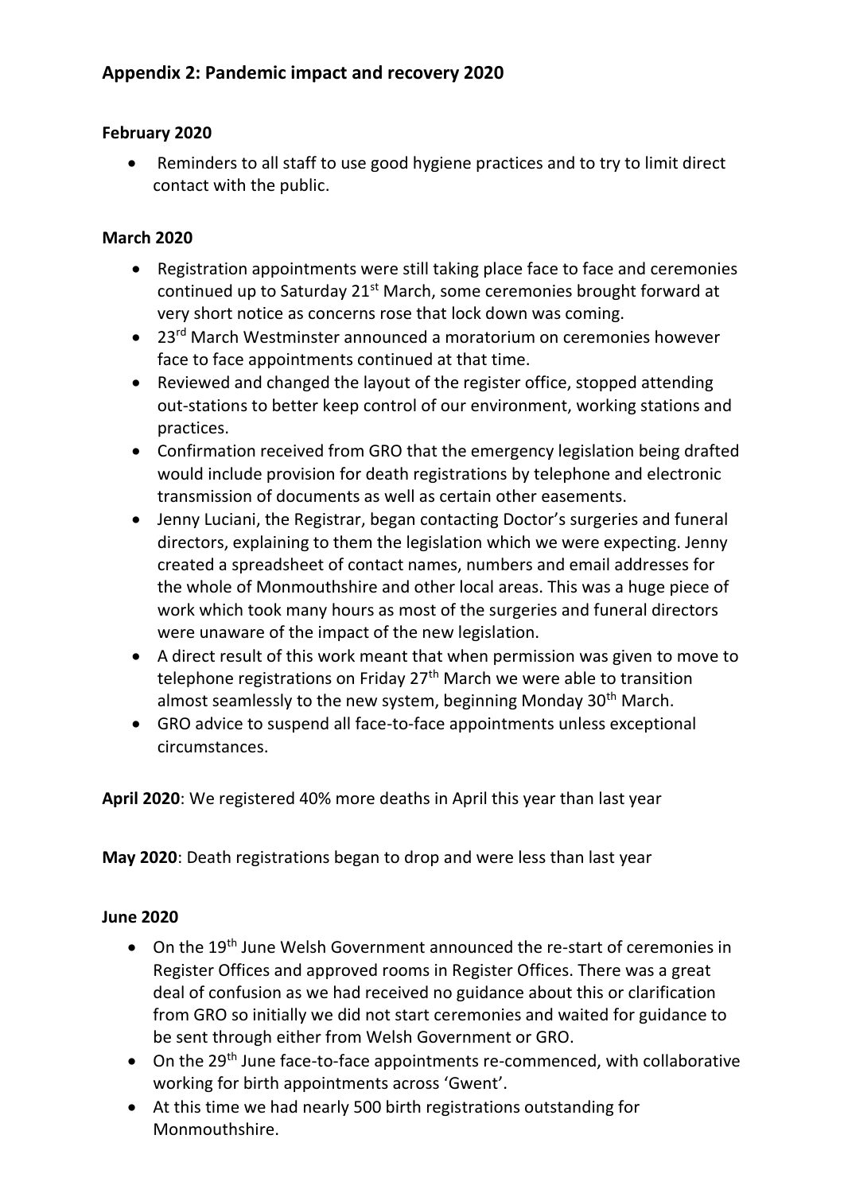## Appendix 2: Pandemic impact and recovery 2020

**February 2020**

- Reminders to all staff to use good hygiene practices and to try to limit direct contact with the public.

**March 2020**

- Registration appointments were still taking place face to face and ceremonies continued up to Saturday 21st March, some ceremonies brought forward at very short notice as concerns rose that lock down was coming.
- 23rd March Westminster announced a moratorium on ceremonies however face to face appointments continued at that time.
- Reviewed and changed the layout of the register office, stopped attending out-stations to better keep control of our environment, working stations and practices.
- Confirmation received from GRO that the emergency legislation being drafted would include provision for death registrations by telephone and electronic transmission of documents as well as certain other easements.
- Jenny Luciani, the Registrar, began contacting Doctor's surgeries and funeral directors, explaining to them the legislation which we were expecting. Jenny created a spreadsheet of contact names, numbers and email addresses for the whole of Monmouthshire and other local areas. This was a huge piece of work which took many hours as most of the surgeries and funeral directors were unaware of the impact of the new legislation.
- A direct result of this work meant that when permission was given to move to telephone registrations on Friday 27th March we were able to transition almost seamlessly to the new system, beginning Monday 30th March.
- GRO advice to suspend all face-to-face appointments unless exceptional circumstances.

**April 2020**: We registered 40% more deaths in April this year than last year

**May 2020**: Death registrations began to drop and were less than last year

**June 2020**

- On the 19th June Welsh Government announced the re-start of ceremonies in Register Offices and approved rooms in Register Offices. There was a great deal of confusion as we had received no guidance about this or clarification from GRO so initially we did not start ceremonies and waited for guidance to be sent through either from Welsh Government or GRO.
- On the 29th June face-to-face appointments re-commenced, with collaborative working for birth appointments across 'Gwent'.
- At this time we had nearly 500 birth registrations outstanding for Monmouthshire.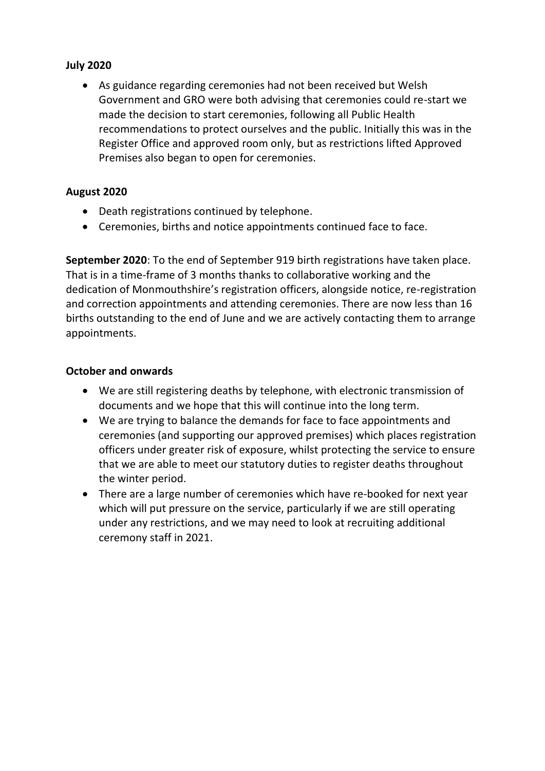**July 2020**

- As guidance regarding ceremonies had not been received but Welsh Government and GRO were both advising that ceremonies could re-start we made the decision to start ceremonies, following all Public Health recommendations to protect ourselves and the public. Initially this was in the Register Office and approved room only, but as restrictions lifted Approved Premises also began to open for ceremonies.

**August 2020**

- Death registrations continued by telephone.
- Ceremonies, births and notice appointments continued face to face.

**September 2020**: To the end of September 919 birth registrations have taken place. That is in a time-frame of 3 months thanks to collaborative working and the dedication of Monmouthshire's registration officers, alongside notice, re-registration and correction appointments and attending ceremonies. There are now less than 16 births outstanding to the end of June and we are actively contacting them to arrange appointments.

**October and onwards**

- We are still registering deaths by telephone, with electronic transmission of documents and we hope that this will continue into the long term.
- We are trying to balance the demands for face to face appointments and ceremonies (and supporting our approved premises) which places registration officers under greater risk of exposure, whilst protecting the service to ensure that we are able to meet our statutory duties to register deaths throughout the winter period.
- There are a large number of ceremonies which have re-booked for next year which will put pressure on the service, particularly if we are still operating under any restrictions, and we may need to look at recruiting additional ceremony staff in 2021.